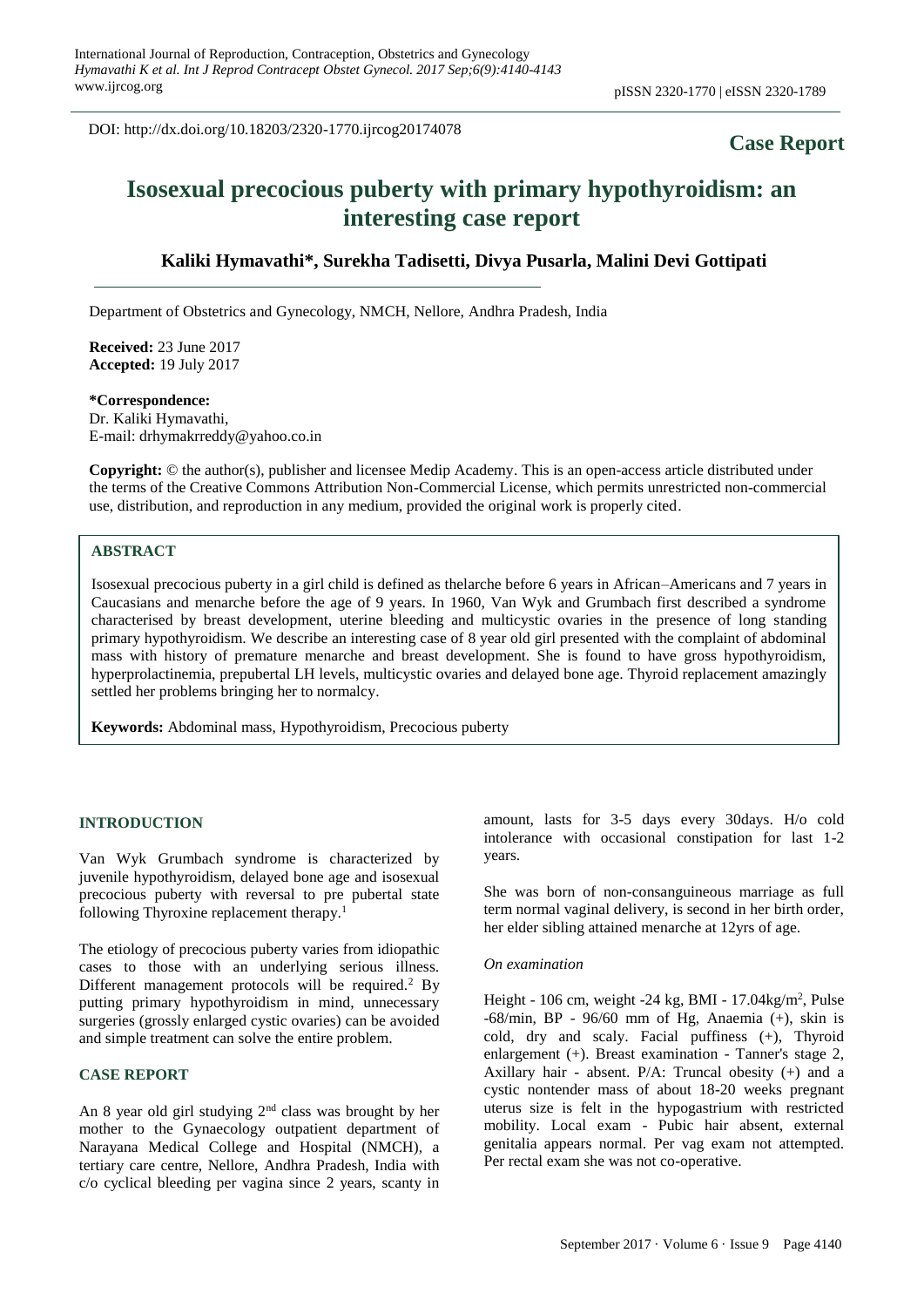DOI: http://dx.doi.org/10.18203/2320-1770.ijrcog20174078

**Case Report**

# Isosexual precocious puberty with primary hypothyroidism: an interesting case report

**Kaliki Hymavathi*, Surekha Tadisetti, Divya Pusarla, Malini Devi Gottipati**

Department of Obstetrics and Gynecology, NMCH, Nellore, Andhra Pradesh, India

**Received:** 23 June 2017
**Accepted:** 19 July 2017

**\*Correspondence:**
Dr. Kaliki Hymavathi,
E-mail: drhymakrreddy@yahoo.co.in

**Copyright:** © the author(s), publisher and licensee Medip Academy. This is an open-access article distributed under the terms of the Creative Commons Attribution Non-Commercial License, which permits unrestricted non-commercial use, distribution, and reproduction in any medium, provided the original work is properly cited.

## ABSTRACT

Isosexual precocious puberty in a girl child is defined as thelarche before 6 years in African–Americans and 7 years in Caucasians and menarche before the age of 9 years. In 1960, Van Wyk and Grumbach first described a syndrome characterised by breast development, uterine bleeding and multicystic ovaries in the presence of long standing primary hypothyroidism. We describe an interesting case of 8 year old girl presented with the complaint of abdominal mass with history of premature menarche and breast development. She is found to have gross hypothyroidism, hyperprolactinemia, prepubertal LH levels, multicystic ovaries and delayed bone age. Thyroid replacement amazingly settled her problems bringing her to normalcy.

**Keywords:** Abdominal mass, Hypothyroidism, Precocious puberty

## INTRODUCTION

Van Wyk Grumbach syndrome is characterized by juvenile hypothyroidism, delayed bone age and isosexual precocious puberty with reversal to pre pubertal state following Thyroxine replacement therapy.[1]

The etiology of precocious puberty varies from idiopathic cases to those with an underlying serious illness. Different management protocols will be required.[2] By putting primary hypothyroidism in mind, unnecessary surgeries (grossly enlarged cystic ovaries) can be avoided and simple treatment can solve the entire problem.

## CASE REPORT

An 8 year old girl studying 2nd class was brought by her mother to the Gynaecology outpatient department of Narayana Medical College and Hospital (NMCH), a tertiary care centre, Nellore, Andhra Pradesh, India with c/o cyclical bleeding per vagina since 2 years, scanty in amount, lasts for 3-5 days every 30days. H/o cold intolerance with occasional constipation for last 1-2 years.

She was born of non-consanguineous marriage as full term normal vaginal delivery, is second in her birth order, her elder sibling attained menarche at 12yrs of age.

*On examination*

Height - 106 cm, weight -24 kg, BMI - 17.04kg/m$^2$, Pulse -68/min, BP - 96/60 mm of Hg, Anaemia (+), skin is cold, dry and scaly. Facial puffiness (+), Thyroid enlargement (+). Breast examination - Tanner's stage 2, Axillary hair - absent. P/A: Truncal obesity (+) and a cystic nontender mass of about 18-20 weeks pregnant uterus size is felt in the hypogastrium with restricted mobility. Local exam - Pubic hair absent, external genitalia appears normal. Per vag exam not attempted. Per rectal exam she was not co-operative.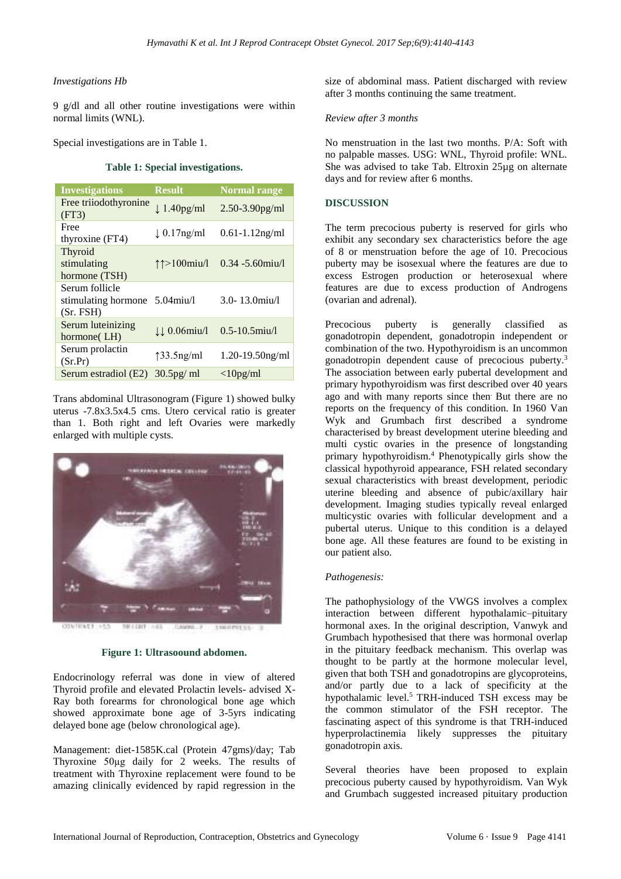*Investigations Hb*

9 g/dl and all other routine investigations were within normal limits (WNL).

Special investigations are in Table 1.

**Table 1: Special investigations.**

| Investigations | Result | Normal range |
|---|---|---|
| Free triiodothyronine (FT3) | ↓ 1.40pg/ml | 2.50-3.90pg/ml |
| Free thyroxine (FT4) | ↓ 0.17ng/ml | 0.61-1.12ng/ml |
| Thyroid stimulating hormone (TSH) | ↑↑>100miu/l | 0.34 -5.60miu/l |
| Serum follicle stimulating hormone (Sr. FSH) | 5.04miu/l | 3.0- 13.0miu/l |
| Serum luteinizing hormone( LH) | ↓↓ 0.06miu/l | 0.5-10.5miu/l |
| Serum prolactin (Sr.Pr) | ↑33.5ng/ml | 1.20-19.50ng/ml |
| Serum estradiol (E2) | 30.5pg/ ml | <10pg/ml |

Trans abdominal Ultrasonogram (Figure 1) showed bulky uterus -7.8x3.5x4.5 cms. Utero cervical ratio is greater than 1. Both right and left Ovaries were markedly enlarged with multiple cysts.

**Figure 1: Ultrasoound abdomen.**

Endocrinology referral was done in view of altered Thyroid profile and elevated Prolactin levels- advised X-Ray both forearms for chronological bone age which showed approximate bone age of 3-5yrs indicating delayed bone age (below chronological age).

Management: diet-1585K.cal (Protein 47gms)/day; Tab Thyroxine 50µg daily for 2 weeks. The results of treatment with Thyroxine replacement were found to be amazing clinically evidenced by rapid regression in the size of abdominal mass. Patient discharged with review after 3 months continuing the same treatment.

*Review after 3 months*

No menstruation in the last two months. P/A: Soft with no palpable masses. USG: WNL, Thyroid profile: WNL. She was advised to take Tab. Eltroxin 25µg on alternate days and for review after 6 months.

## DISCUSSION

The term precocious puberty is reserved for girls who exhibit any secondary sex characteristics before the age of 8 or menstruation before the age of 10. Precocious puberty may be isosexual where the features are due to excess Estrogen production or heterosexual where features are due to excess production of Androgens (ovarian and adrenal).

Precocious puberty is generally classified as gonadotropin dependent, gonadotropin independent or combination of the two. Hypothyroidism is an uncommon gonadotropin dependent cause of precocious puberty.[3] The association between early pubertal development and primary hypothyroidism was first described over 40 years ago and with many reports since then. But there are no reports on the frequency of this condition. In 1960 Van Wyk and Grumbach first described a syndrome characterised by breast development uterine bleeding and multi cystic ovaries in the presence of longstanding primary hypothyroidism.[4] Phenotypically girls show the classical hypothyroid appearance, FSH related secondary sexual characteristics with breast development, periodic uterine bleeding and absence of pubic/axillary hair development. Imaging studies typically reveal enlarged multicystic ovaries with follicular development and a pubertal uterus. Unique to this condition is a delayed bone age. All these features are found to be existing in our patient also.

*Pathogenesis:*

The pathophysiology of the VWGS involves a complex interaction between different hypothalamic–pituitary hormonal axes. In the original description, Vanwyk and Grumbach hypothesised that there was hormonal overlap in the pituitary feedback mechanism. This overlap was thought to be partly at the hormone molecular level, given that both TSH and gonadotropins are glycoproteins, and/or partly due to a lack of specificity at the hypothalamic level.[5] TRH-induced TSH excess may be the common stimulator of the FSH receptor. The fascinating aspect of this syndrome is that TRH-induced hyperprolactinemia likely suppresses the pituitary gonadotropin axis.

Several theories have been proposed to explain precocious puberty caused by hypothyroidism. Van Wyk and Grumbach suggested increased pituitary production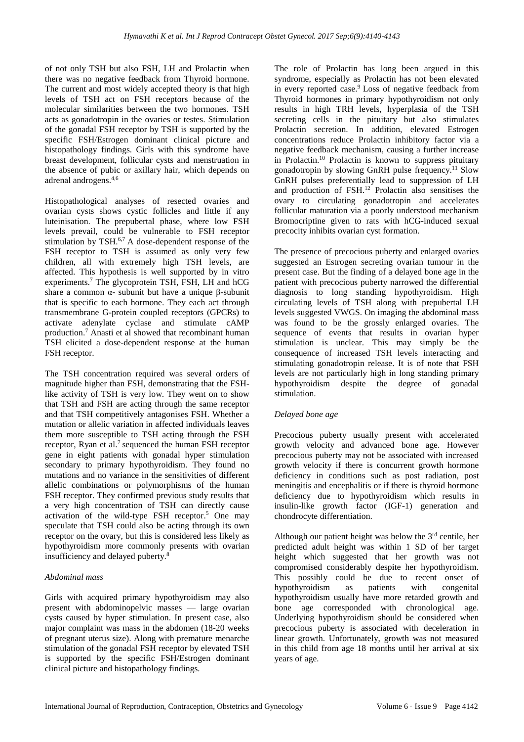of not only TSH but also FSH, LH and Prolactin when there was no negative feedback from Thyroid hormone. The current and most widely accepted theory is that high levels of TSH act on FSH receptors because of the molecular similarities between the two hormones. TSH acts as gonadotropin in the ovaries or testes. Stimulation of the gonadal FSH receptor by TSH is supported by the specific FSH/Estrogen dominant clinical picture and histopathology findings. Girls with this syndrome have breast development, follicular cysts and menstruation in the absence of pubic or axillary hair, which depends on adrenal androgens.[4,6]

Histopathological analyses of resected ovaries and ovarian cysts shows cystic follicles and little if any luteinisation. The prepubertal phase, where low FSH levels prevail, could be vulnerable to FSH receptor stimulation by TSH.[6,7] A dose-dependent response of the FSH receptor to TSH is assumed as only very few children, all with extremely high TSH levels, are affected. This hypothesis is well supported by in vitro experiments.[7] The glycoprotein TSH, FSH, LH and hCG share a common α- subunit but have a unique β-subunit that is specific to each hormone. They each act through transmembrane G-protein coupled receptors (GPCRs) to activate adenylate cyclase and stimulate cAMP production.[7] Anasti et al showed that recombinant human TSH elicited a dose-dependent response at the human FSH receptor.

The TSH concentration required was several orders of magnitude higher than FSH, demonstrating that the FSH-like activity of TSH is very low. They went on to show that TSH and FSH are acting through the same receptor and that TSH competitively antagonises FSH. Whether a mutation or allelic variation in affected individuals leaves them more susceptible to TSH acting through the FSH receptor, Ryan et al.[7] sequenced the human FSH receptor gene in eight patients with gonadal hyper stimulation secondary to primary hypothyroidism. They found no mutations and no variance in the sensitivities of different allelic combinations or polymorphisms of the human FSH receptor. They confirmed previous study results that a very high concentration of TSH can directly cause activation of the wild-type FSH receptor.[5] One may speculate that TSH could also be acting through its own receptor on the ovary, but this is considered less likely as hypothyroidism more commonly presents with ovarian insufficiency and delayed puberty.[8]

### *Abdominal mass*

Girls with acquired primary hypothyroidism may also present with abdominopelvic masses — large ovarian cysts caused by hyper stimulation. In present case, also major complaint was mass in the abdomen (18-20 weeks of pregnant uterus size). Along with premature menarche stimulation of the gonadal FSH receptor by elevated TSH is supported by the specific FSH/Estrogen dominant clinical picture and histopathology findings.

The role of Prolactin has long been argued in this syndrome, especially as Prolactin has not been elevated in every reported case.[9] Loss of negative feedback from Thyroid hormones in primary hypothyroidism not only results in high TRH levels, hyperplasia of the TSH secreting cells in the pituitary but also stimulates Prolactin secretion. In addition, elevated Estrogen concentrations reduce Prolactin inhibitory factor via a negative feedback mechanism, causing a further increase in Prolactin.[10] Prolactin is known to suppress pituitary gonadotropin by slowing GnRH pulse frequency.[11] Slow GnRH pulses preferentially lead to suppression of LH and production of FSH.[12] Prolactin also sensitises the ovary to circulating gonadotropin and accelerates follicular maturation via a poorly understood mechanism Bromocriptine given to rats with hCG-induced sexual precocity inhibits ovarian cyst formation.

The presence of precocious puberty and enlarged ovaries suggested an Estrogen secreting ovarian tumour in the present case. But the finding of a delayed bone age in the patient with precocious puberty narrowed the differential diagnosis to long standing hypothyroidism. High circulating levels of TSH along with prepubertal LH levels suggested VWGS. On imaging the abdominal mass was found to be the grossly enlarged ovaries. The sequence of events that results in ovarian hyper stimulation is unclear. This may simply be the consequence of increased TSH levels interacting and stimulating gonadotropin release. It is of note that FSH levels are not particularly high in long standing primary hypothyroidism despite the degree of gonadal stimulation.

### *Delayed bone age*

Precocious puberty usually present with accelerated growth velocity and advanced bone age. However precocious puberty may not be associated with increased growth velocity if there is concurrent growth hormone deficiency in conditions such as post radiation, post meningitis and encephalitis or if there is thyroid hormone deficiency due to hypothyroidism which results in insulin-like growth factor (IGF-1) generation and chondrocyte differentiation.

Although our patient height was below the 3rd centile, her predicted adult height was within 1 SD of her target height which suggested that her growth was not compromised considerably despite her hypothyroidism. This possibly could be due to recent onset of hypothyroidism as patients with congenital hypothyroidism usually have more retarded growth and bone age corresponded with chronological age. Underlying hypothyroidism should be considered when precocious puberty is associated with deceleration in linear growth. Unfortunately, growth was not measured in this child from age 18 months until her arrival at six years of age.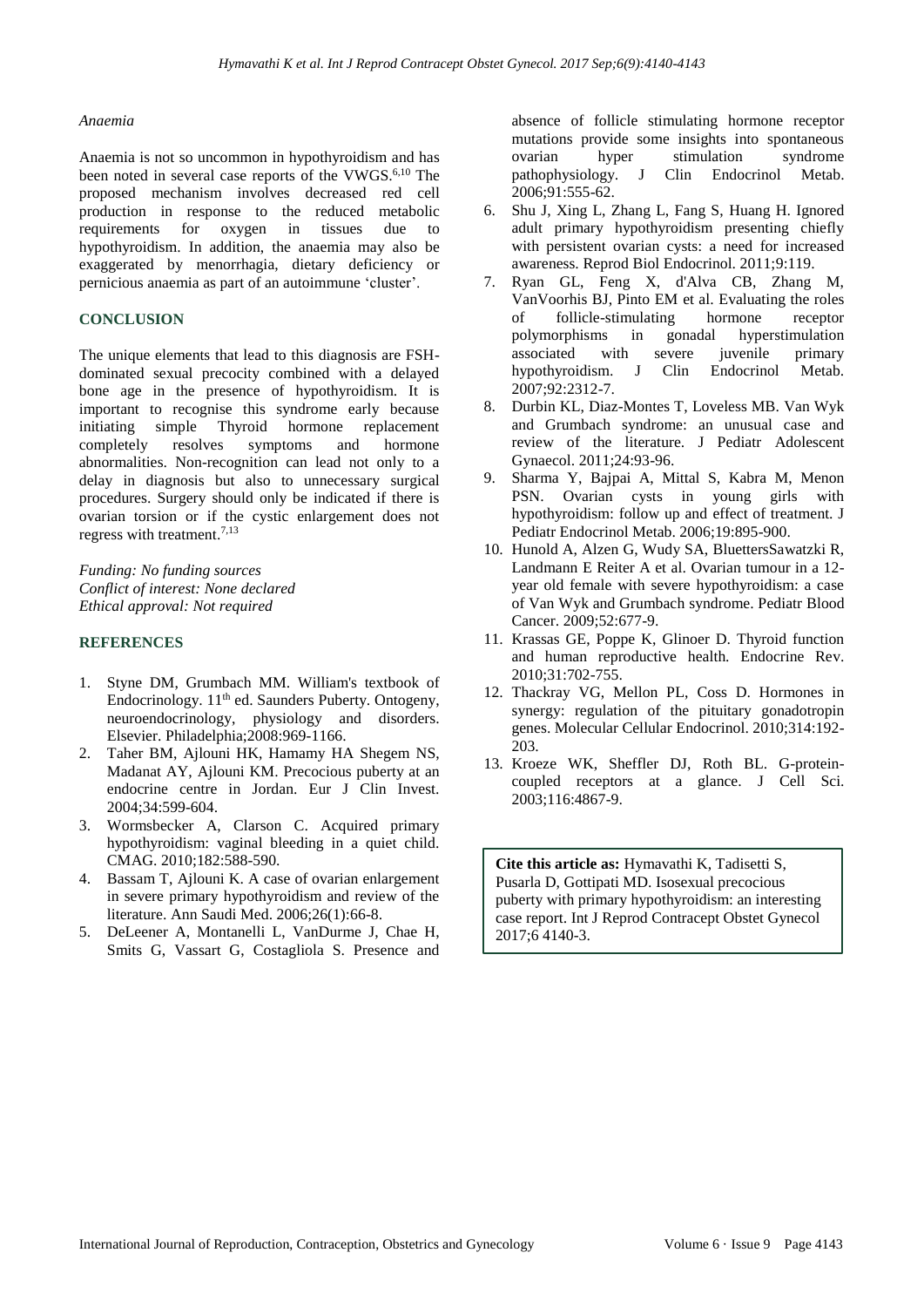*Anaemia*

Anaemia is not so uncommon in hypothyroidism and has been noted in several case reports of the VWGS.[6,10] The proposed mechanism involves decreased red cell production in response to the reduced metabolic requirements for oxygen in tissues due to hypothyroidism. In addition, the anaemia may also be exaggerated by menorrhagia, dietary deficiency or pernicious anaemia as part of an autoimmune 'cluster'.

## CONCLUSION

The unique elements that lead to this diagnosis are FSH-dominated sexual precocity combined with a delayed bone age in the presence of hypothyroidism. It is important to recognise this syndrome early because initiating simple Thyroid hormone replacement completely resolves symptoms and hormone abnormalities. Non-recognition can lead not only to a delay in diagnosis but also to unnecessary surgical procedures. Surgery should only be indicated if there is ovarian torsion or if the cystic enlargement does not regress with treatment.[7,13]

*Funding: No funding sources*
*Conflict of interest: None declared*
*Ethical approval: Not required*

## REFERENCES

1. Styne DM, Grumbach MM. William's textbook of Endocrinology. 11th ed. Saunders Puberty. Ontogeny, neuroendocrinology, physiology and disorders. Elsevier. Philadelphia;2008:969-1166.
2. Taher BM, Ajlouni HK, Hamamy HA Shegem NS, Madanat AY, Ajlouni KM. Precocious puberty at an endocrine centre in Jordan. Eur J Clin Invest. 2004;34:599-604.
3. Wormsbecker A, Clarson C. Acquired primary hypothyroidism: vaginal bleeding in a quiet child. CMAG. 2010;182:588-590.
4. Bassam T, Ajlouni K. A case of ovarian enlargement in severe primary hypothyroidism and review of the literature. Ann Saudi Med. 2006;26(1):66-8.
5. DeLeener A, Montanelli L, VanDurme J, Chae H, Smits G, Vassart G, Costagliola S. Presence and absence of follicle stimulating hormone receptor mutations provide some insights into spontaneous ovarian hyper stimulation syndrome pathophysiology. J Clin Endocrinol Metab. 2006;91:555-62.
6. Shu J, Xing L, Zhang L, Fang S, Huang H. Ignored adult primary hypothyroidism presenting chiefly with persistent ovarian cysts: a need for increased awareness. Reprod Biol Endocrinol. 2011;9:119.
7. Ryan GL, Feng X, d'Alva CB, Zhang M, VanVoorhis BJ, Pinto EM et al. Evaluating the roles of follicle-stimulating hormone receptor polymorphisms in gonadal hyperstimulation associated with severe juvenile primary hypothyroidism. J Clin Endocrinol Metab. 2007;92:2312-7.
8. Durbin KL, Diaz-Montes T, Loveless MB. Van Wyk and Grumbach syndrome: an unusual case and review of the literature. J Pediatr Adolescent Gynaecol. 2011;24:93-96.
9. Sharma Y, Bajpai A, Mittal S, Kabra M, Menon PSN. Ovarian cysts in young girls with hypothyroidism: follow up and effect of treatment. J Pediatr Endocrinol Metab. 2006;19:895-900.
10. Hunold A, Alzen G, Wudy SA, BluettersSawatzki R, Landmann E Reiter A et al. Ovarian tumour in a 12-year old female with severe hypothyroidism: a case of Van Wyk and Grumbach syndrome. Pediatr Blood Cancer. 2009;52:677-9.
11. Krassas GE, Poppe K, Glinoer D. Thyroid function and human reproductive health. Endocrine Rev. 2010;31:702-755.
12. Thackray VG, Mellon PL, Coss D. Hormones in synergy: regulation of the pituitary gonadotropin genes. Molecular Cellular Endocrinol. 2010;314:192-203.
13. Kroeze WK, Sheffler DJ, Roth BL. G-protein-coupled receptors at a glance. J Cell Sci. 2003;116:4867-9.

**Cite this article as:** Hymavathi K, Tadisetti S, Pusarla D, Gottipati MD. Isosexual precocious puberty with primary hypothyroidism: an interesting case report. Int J Reprod Contracept Obstet Gynecol 2017;6 4140-3.